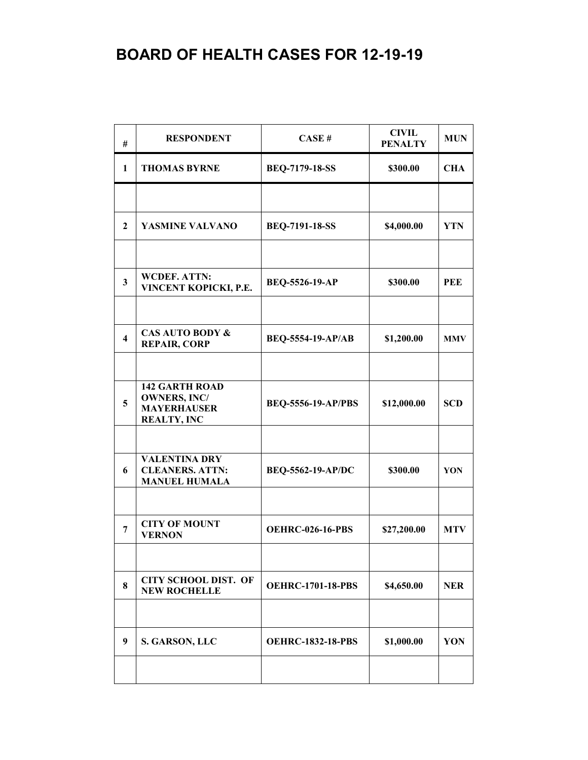# BOARD OF HEALTH CASES FOR 12-19-19

| # | RESPONDENT | CASE # | CIVIL PENALTY | MUN |
|---|---|---|---|---|
| 1 | THOMAS BYRNE | BEQ-7179-18-SS | $300.00 | CHA |
| | | | | |
| 2 | YASMINE VALVANO | BEQ-7191-18-SS | $4,000.00 | YTN |
| | | | | |
| 3 | WCDEF. ATTN: VINCENT KOPICKI, P.E. | BEQ-5526-19-AP | $300.00 | PEE |
| | | | | |
| 4 | CAS AUTO BODY & REPAIR, CORP | BEQ-5554-19-AP/AB | $1,200.00 | MMV |
| | | | | |
| 5 | 142 GARTH ROAD OWNERS, INC/ MAYERHAUSER REALTY, INC | BEQ-5556-19-AP/PBS | $12,000.00 | SCD |
| | | | | |
| 6 | VALENTINA DRY CLEANERS. ATTN: MANUEL HUMALA | BEQ-5562-19-AP/DC | $300.00 | YON |
| | | | | |
| 7 | CITY OF MOUNT VERNON | OEHRC-026-16-PBS | $27,200.00 | MTV |
| | | | | |
| 8 | CITY SCHOOL DIST. OF NEW ROCHELLE | OEHRC-1701-18-PBS | $4,650.00 | NER |
| | | | | |
| 9 | S. GARSON, LLC | OEHRC-1832-18-PBS | $1,000.00 | YON |
| | | | | |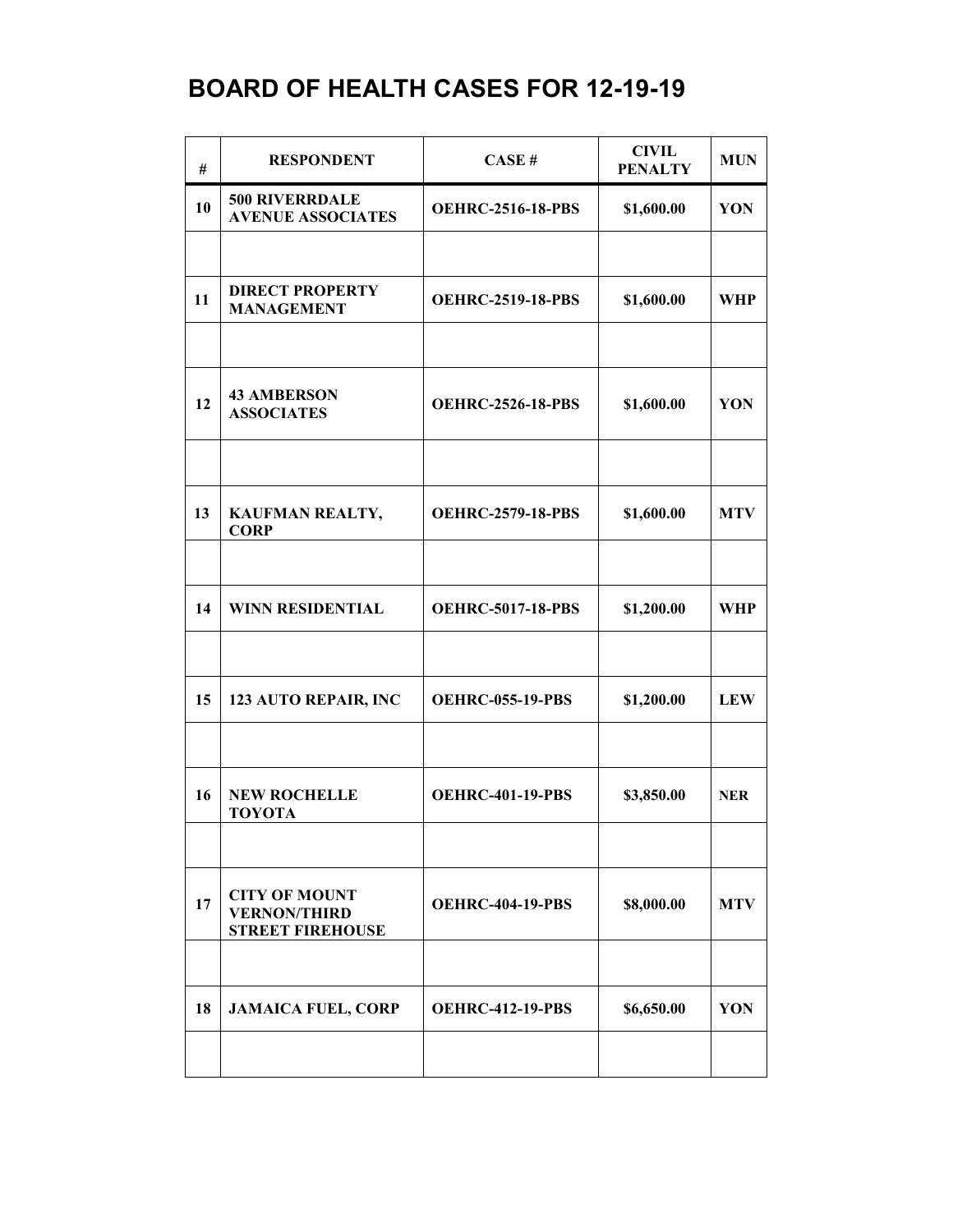# BOARD OF HEALTH CASES FOR 12-19-19

| # | RESPONDENT | CASE # | CIVIL PENALTY | MUN |
|---|---|---|---|---|
| 10 | 500 RIVERRDALE AVENUE ASSOCIATES | OEHRC-2516-18-PBS | \$1,600.00 | YON |
| | | | | |
| 11 | DIRECT PROPERTY MANAGEMENT | OEHRC-2519-18-PBS | \$1,600.00 | WHP |
| | | | | |
| 12 | 43 AMBERSON ASSOCIATES | OEHRC-2526-18-PBS | \$1,600.00 | YON |
| | | | | |
| 13 | KAUFMAN REALTY, CORP | OEHRC-2579-18-PBS | \$1,600.00 | MTV |
| | | | | |
| 14 | WINN RESIDENTIAL | OEHRC-5017-18-PBS | \$1,200.00 | WHP |
| | | | | |
| 15 | 123 AUTO REPAIR, INC | OEHRC-055-19-PBS | \$1,200.00 | LEW |
| | | | | |
| 16 | NEW ROCHELLE TOYOTA | OEHRC-401-19-PBS | \$3,850.00 | NER |
| | | | | |
| 17 | CITY OF MOUNT VERNON/THIRD STREET FIREHOUSE | OEHRC-404-19-PBS | \$8,000.00 | MTV |
| | | | | |
| 18 | JAMAICA FUEL, CORP | OEHRC-412-19-PBS | \$6,650.00 | YON |
| | | | | |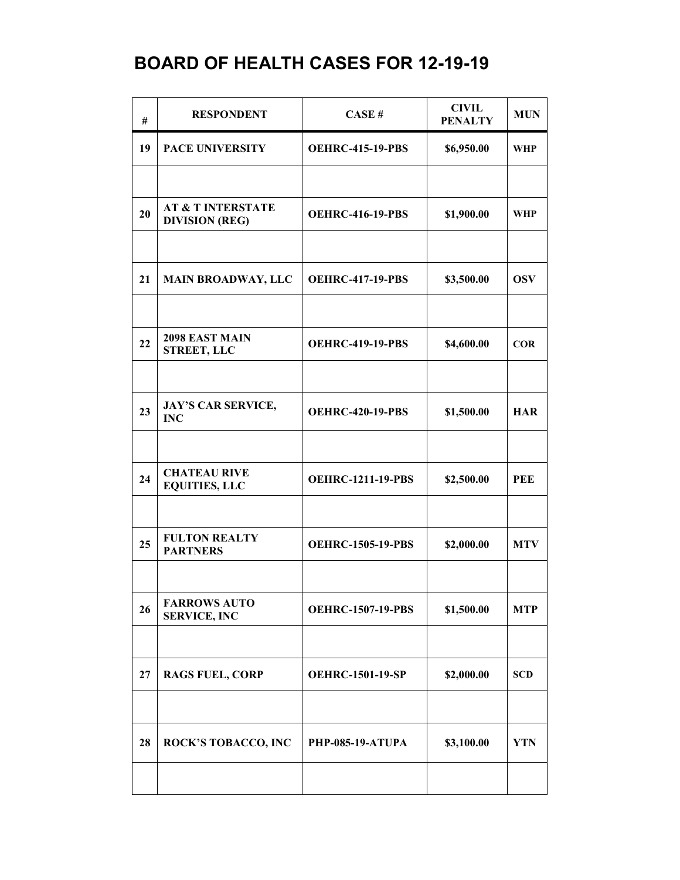# BOARD OF HEALTH CASES FOR 12-19-19

| # | RESPONDENT | CASE # | CIVIL PENALTY | MUN |
|---|---|---|---|---|
| 19 | PACE UNIVERSITY | OEHRC-415-19-PBS | $6,950.00 | WHP |
| | | | | |
| 20 | AT & T INTERSTATE DIVISION (REG) | OEHRC-416-19-PBS | $1,900.00 | WHP |
| | | | | |
| 21 | MAIN BROADWAY, LLC | OEHRC-417-19-PBS | $3,500.00 | OSV |
| | | | | |
| 22 | 2098 EAST MAIN STREET, LLC | OEHRC-419-19-PBS | $4,600.00 | COR |
| | | | | |
| 23 | JAY'S CAR SERVICE, INC | OEHRC-420-19-PBS | $1,500.00 | HAR |
| | | | | |
| 24 | CHATEAU RIVE EQUITIES, LLC | OEHRC-1211-19-PBS | $2,500.00 | PEE |
| | | | | |
| 25 | FULTON REALTY PARTNERS | OEHRC-1505-19-PBS | $2,000.00 | MTV |
| | | | | |
| 26 | FARROWS AUTO SERVICE, INC | OEHRC-1507-19-PBS | $1,500.00 | MTP |
| | | | | |
| 27 | RAGS FUEL, CORP | OEHRC-1501-19-SP | $2,000.00 | SCD |
| | | | | |
| 28 | ROCK'S TOBACCO, INC | PHP-085-19-ATUPA | $3,100.00 | YTN |
| | | | | |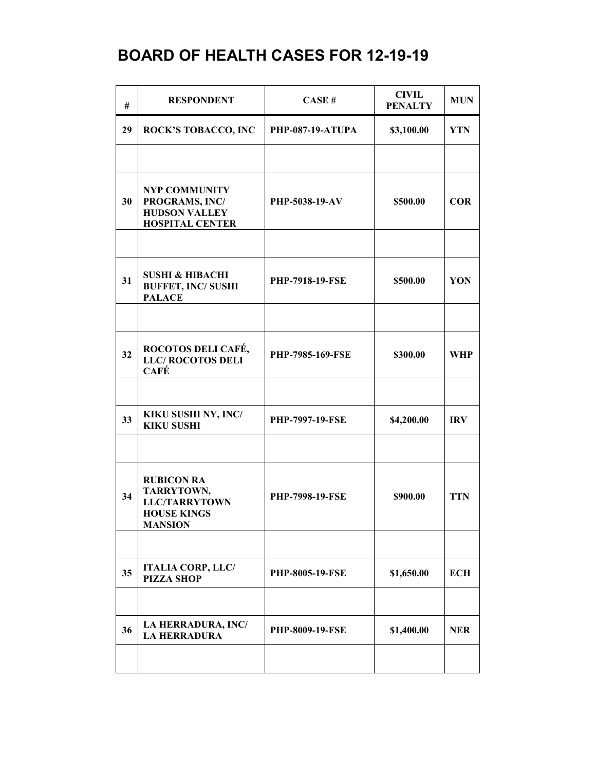# BOARD OF HEALTH CASES FOR 12-19-19

| # | RESPONDENT | CASE # | CIVIL PENALTY | MUN |
|---|---|---|---|---|
| 29 | ROCK'S TOBACCO, INC | PHP-087-19-ATUPA | $3,100.00 | YTN |
| | | | | |
| 30 | NYP COMMUNITY PROGRAMS, INC/ HUDSON VALLEY HOSPITAL CENTER | PHP-5038-19-AV | $500.00 | COR |
| | | | | |
| 31 | SUSHI & HIBACHI BUFFET, INC/ SUSHI PALACE | PHP-7918-19-FSE | $500.00 | YON |
| | | | | |
| 32 | ROCOTOS DELI CAFÉ, LLC/ ROCOTOS DELI CAFÉ | PHP-7985-169-FSE | $300.00 | WHP |
| | | | | |
| 33 | KIKU SUSHI NY, INC/ KIKU SUSHI | PHP-7997-19-FSE | $4,200.00 | IRV |
| | | | | |
| 34 | RUBICON RA TARRYTOWN, LLC/TARRYTOWN HOUSE KINGS MANSION | PHP-7998-19-FSE | $900.00 | TTN |
| | | | | |
| 35 | ITALIA CORP, LLC/ PIZZA SHOP | PHP-8005-19-FSE | $1,650.00 | ECH |
| | | | | |
| 36 | LA HERRADURA, INC/ LA HERRADURA | PHP-8009-19-FSE | $1,400.00 | NER |
| | | | | |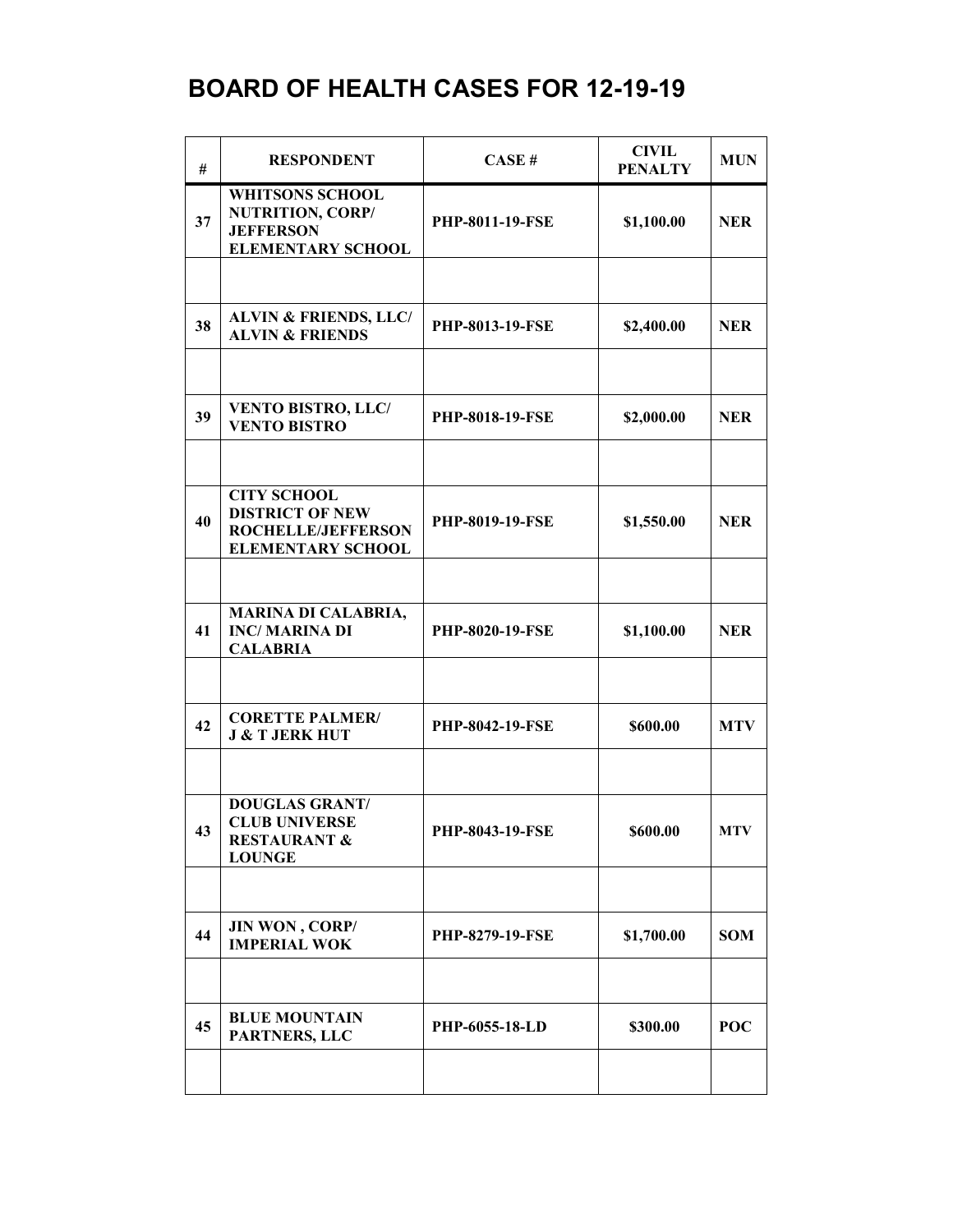# BOARD OF HEALTH CASES FOR 12-19-19

| # | RESPONDENT | CASE # | CIVIL PENALTY | MUN |
|---|---|---|---|---|
| 37 | WHITSONS SCHOOL NUTRITION, CORP/ JEFFERSON ELEMENTARY SCHOOL | PHP-8011-19-FSE | $1,100.00 | NER |
| | | | | |
| 38 | ALVIN & FRIENDS, LLC/ ALVIN & FRIENDS | PHP-8013-19-FSE | $2,400.00 | NER |
| | | | | |
| 39 | VENTO BISTRO, LLC/ VENTO BISTRO | PHP-8018-19-FSE | $2,000.00 | NER |
| | | | | |
| 40 | CITY SCHOOL DISTRICT OF NEW ROCHELLE/JEFFERSON ELEMENTARY SCHOOL | PHP-8019-19-FSE | $1,550.00 | NER |
| | | | | |
| 41 | MARINA DI CALABRIA, INC/ MARINA DI CALABRIA | PHP-8020-19-FSE | $1,100.00 | NER |
| | | | | |
| 42 | CORETTE PALMER/ J & T JERK HUT | PHP-8042-19-FSE | $600.00 | MTV |
| | | | | |
| 43 | DOUGLAS GRANT/ CLUB UNIVERSE RESTAURANT & LOUNGE | PHP-8043-19-FSE | $600.00 | MTV |
| | | | | |
| 44 | JIN WON , CORP/ IMPERIAL WOK | PHP-8279-19-FSE | $1,700.00 | SOM |
| | | | | |
| 45 | BLUE MOUNTAIN PARTNERS, LLC | PHP-6055-18-LD | $300.00 | POC |
| | | | | |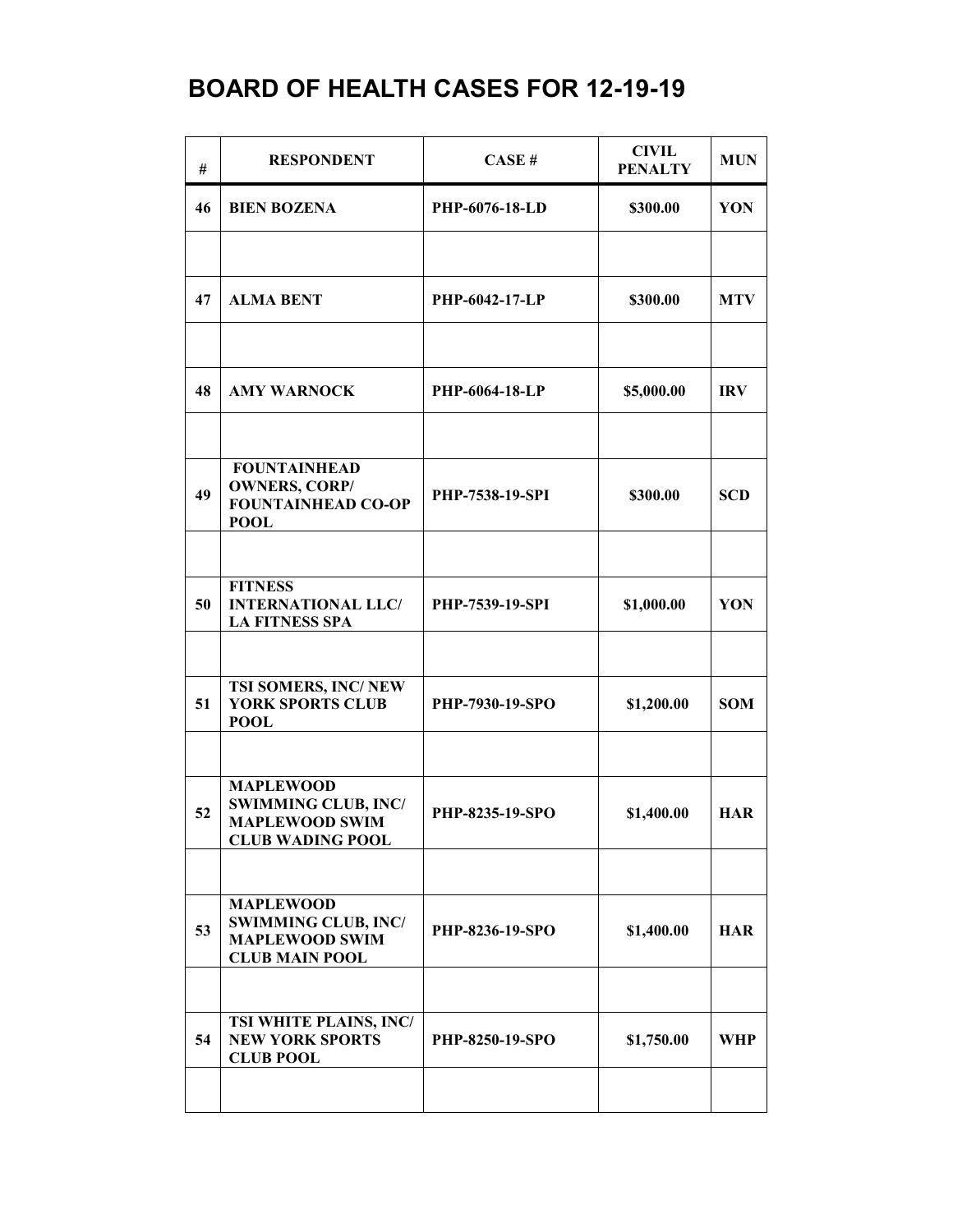# BOARD OF HEALTH CASES FOR 12-19-19

| # | RESPONDENT | CASE # | CIVIL PENALTY | MUN |
|---|---|---|---|---|
| 46 | BIEN BOZENA | PHP-6076-18-LD | \$300.00 | YON |
| | | | | |
| 47 | ALMA BENT | PHP-6042-17-LP | \$300.00 | MTV |
| | | | | |
| 48 | AMY WARNOCK | PHP-6064-18-LP | \$5,000.00 | IRV |
| | | | | |
| 49 | FOUNTAINHEAD OWNERS, CORP/ FOUNTAINHEAD CO-OP POOL | PHP-7538-19-SPI | \$300.00 | SCD |
| | | | | |
| 50 | FITNESS INTERNATIONAL LLC/ LA FITNESS SPA | PHP-7539-19-SPI | \$1,000.00 | YON |
| | | | | |
| 51 | TSI SOMERS, INC/ NEW YORK SPORTS CLUB POOL | PHP-7930-19-SPO | \$1,200.00 | SOM |
| | | | | |
| 52 | MAPLEWOOD SWIMMING CLUB, INC/ MAPLEWOOD SWIM CLUB WADING POOL | PHP-8235-19-SPO | \$1,400.00 | HAR |
| | | | | |
| 53 | MAPLEWOOD SWIMMING CLUB, INC/ MAPLEWOOD SWIM CLUB MAIN POOL | PHP-8236-19-SPO | \$1,400.00 | HAR |
| | | | | |
| 54 | TSI WHITE PLAINS, INC/ NEW YORK SPORTS CLUB POOL | PHP-8250-19-SPO | \$1,750.00 | WHP |
| | | | | |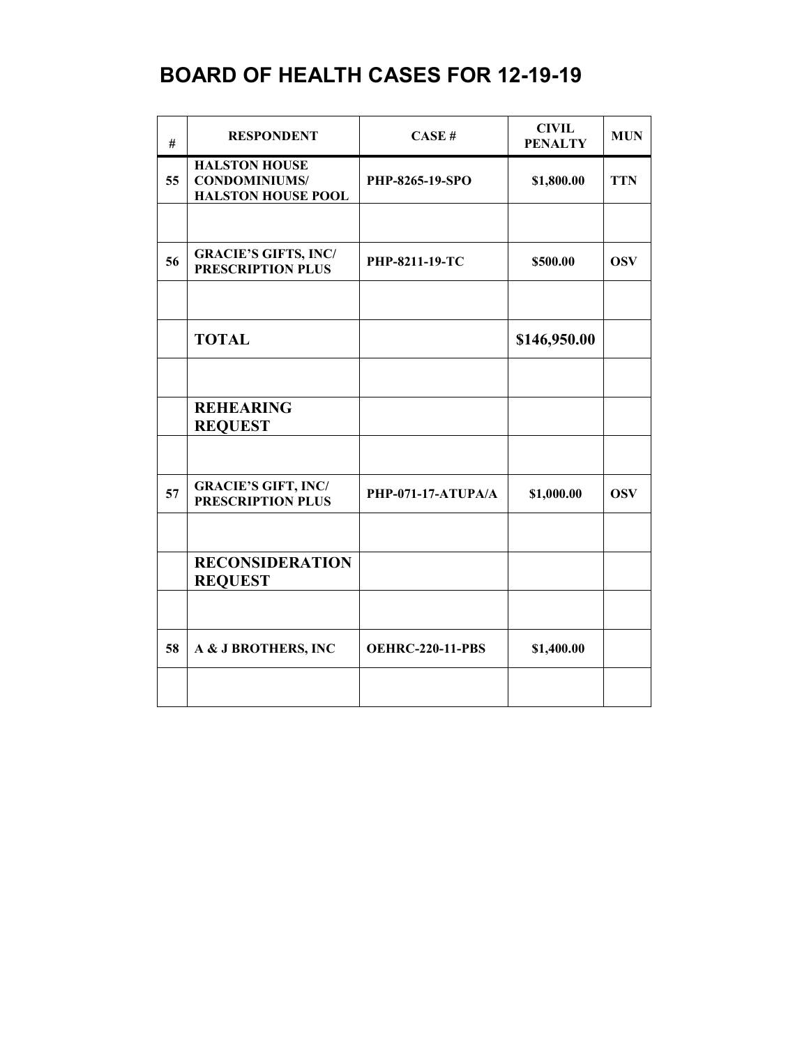# BOARD OF HEALTH CASES FOR 12-19-19

| # | RESPONDENT | CASE # | CIVIL PENALTY | MUN |
|---|---|---|---|---|
| 55 | HALSTON HOUSE CONDOMINIUMS/ HALSTON HOUSE POOL | PHP-8265-19-SPO | \$1,800.00 | TTN |
| | | | | |
| 56 | GRACIE'S GIFTS, INC/ PRESCRIPTION PLUS | PHP-8211-19-TC | \$500.00 | OSV |
| | | | | |
| | **TOTAL** | | **\$146,950.00** | |
| | | | | |
| | **REHEARING REQUEST** | | | |
| | | | | |
| 57 | GRACIE'S GIFT, INC/ PRESCRIPTION PLUS | PHP-071-17-ATUPA/A | \$1,000.00 | OSV |
| | | | | |
| | **RECONSIDERATION REQUEST** | | | |
| | | | | |
| 58 | A & J BROTHERS, INC | OEHRC-220-11-PBS | \$1,400.00 | |
| | | | | |